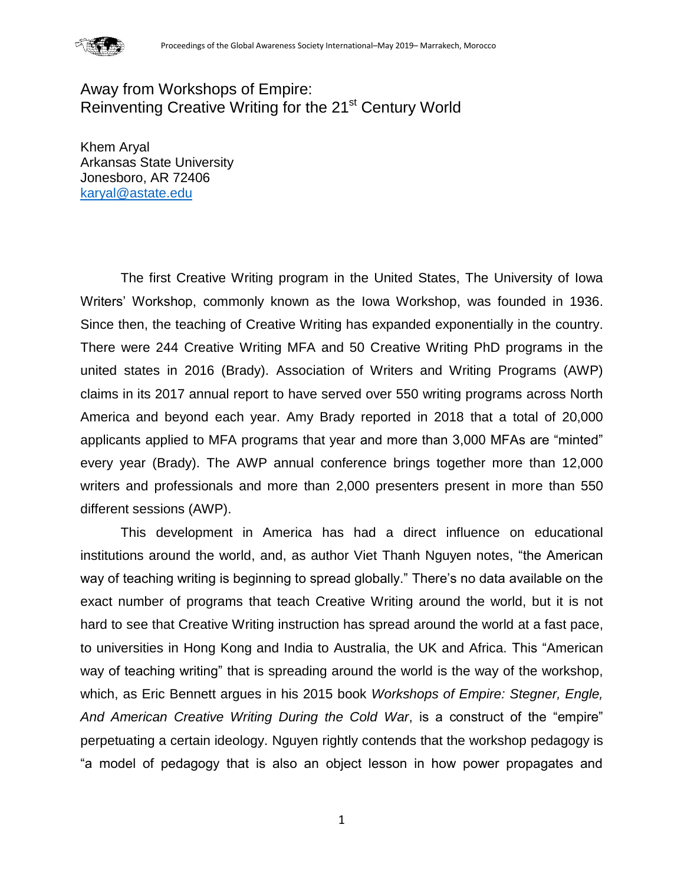# Away from Workshops of Empire: Reinventing Creative Writing for the 21st Century World

Khem Aryal
Arkansas State University
Jonesboro, AR 72406
karyal@astate.edu

The first Creative Writing program in the United States, The University of Iowa Writers' Workshop, commonly known as the Iowa Workshop, was founded in 1936. Since then, the teaching of Creative Writing has expanded exponentially in the country. There were 244 Creative Writing MFA and 50 Creative Writing PhD programs in the united states in 2016 (Brady). Association of Writers and Writing Programs (AWP) claims in its 2017 annual report to have served over 550 writing programs across North America and beyond each year. Amy Brady reported in 2018 that a total of 20,000 applicants applied to MFA programs that year and more than 3,000 MFAs are "minted" every year (Brady). The AWP annual conference brings together more than 12,000 writers and professionals and more than 2,000 presenters present in more than 550 different sessions (AWP).

This development in America has had a direct influence on educational institutions around the world, and, as author Viet Thanh Nguyen notes, "the American way of teaching writing is beginning to spread globally." There's no data available on the exact number of programs that teach Creative Writing around the world, but it is not hard to see that Creative Writing instruction has spread around the world at a fast pace, to universities in Hong Kong and India to Australia, the UK and Africa. This "American way of teaching writing" that is spreading around the world is the way of the workshop, which, as Eric Bennett argues in his 2015 book *Workshops of Empire: Stegner, Engle, And American Creative Writing During the Cold War*, is a construct of the "empire" perpetuating a certain ideology. Nguyen rightly contends that the workshop pedagogy is "a model of pedagogy that is also an object lesson in how power propagates and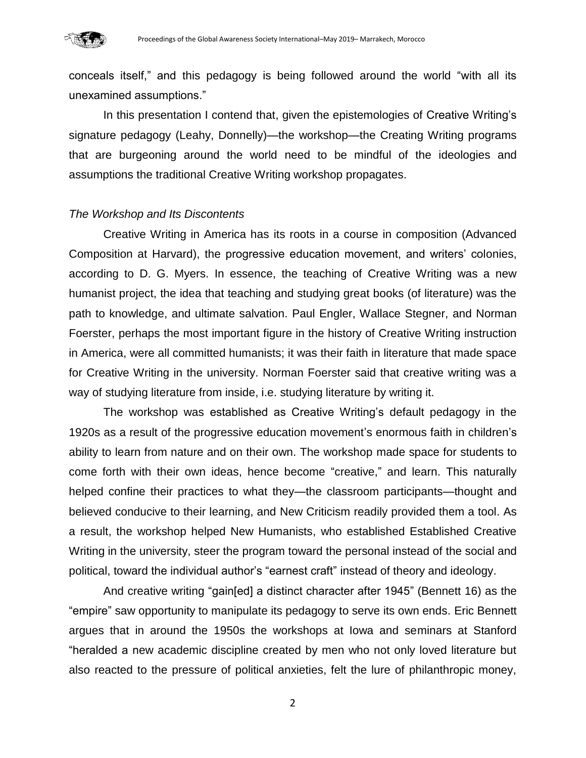conceals itself," and this pedagogy is being followed around the world "with all its unexamined assumptions."

In this presentation I contend that, given the epistemologies of Creative Writing's signature pedagogy (Leahy, Donnelly)—the workshop—the Creating Writing programs that are burgeoning around the world need to be mindful of the ideologies and assumptions the traditional Creative Writing workshop propagates.

*The Workshop and Its Discontents*

Creative Writing in America has its roots in a course in composition (Advanced Composition at Harvard), the progressive education movement, and writers' colonies, according to D. G. Myers. In essence, the teaching of Creative Writing was a new humanist project, the idea that teaching and studying great books (of literature) was the path to knowledge, and ultimate salvation. Paul Engler, Wallace Stegner, and Norman Foerster, perhaps the most important figure in the history of Creative Writing instruction in America, were all committed humanists; it was their faith in literature that made space for Creative Writing in the university. Norman Foerster said that creative writing was a way of studying literature from inside, i.e. studying literature by writing it.

The workshop was established as Creative Writing's default pedagogy in the 1920s as a result of the progressive education movement's enormous faith in children's ability to learn from nature and on their own. The workshop made space for students to come forth with their own ideas, hence become "creative," and learn. This naturally helped confine their practices to what they—the classroom participants—thought and believed conducive to their learning, and New Criticism readily provided them a tool. As a result, the workshop helped New Humanists, who established Established Creative Writing in the university, steer the program toward the personal instead of the social and political, toward the individual author's "earnest craft" instead of theory and ideology.

And creative writing "gain[ed] a distinct character after 1945" (Bennett 16) as the "empire" saw opportunity to manipulate its pedagogy to serve its own ends. Eric Bennett argues that in around the 1950s the workshops at Iowa and seminars at Stanford "heralded a new academic discipline created by men who not only loved literature but also reacted to the pressure of political anxieties, felt the lure of philanthropic money,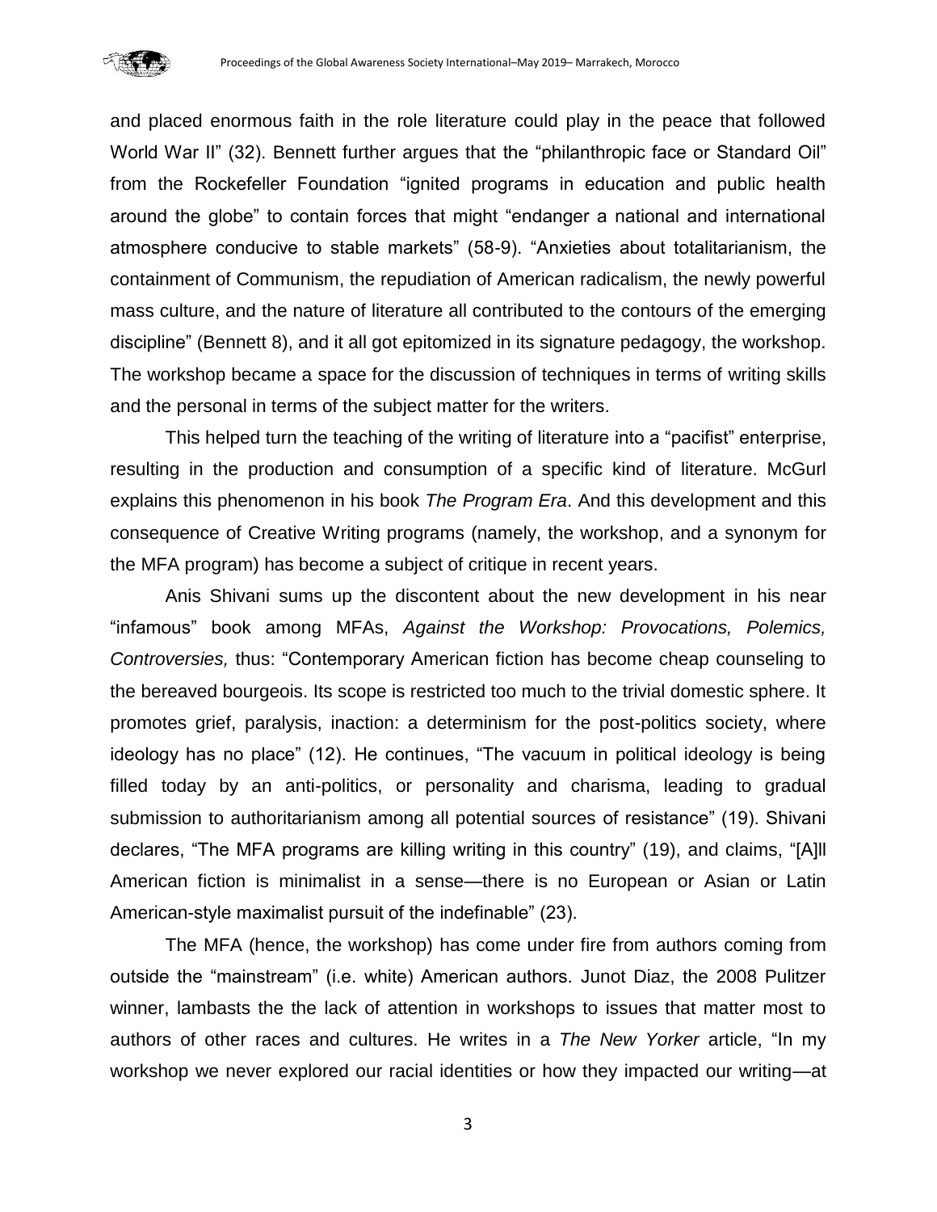and placed enormous faith in the role literature could play in the peace that followed World War II" (32). Bennett further argues that the "philanthropic face or Standard Oil" from the Rockefeller Foundation "ignited programs in education and public health around the globe" to contain forces that might "endanger a national and international atmosphere conducive to stable markets" (58-9). "Anxieties about totalitarianism, the containment of Communism, the repudiation of American radicalism, the newly powerful mass culture, and the nature of literature all contributed to the contours of the emerging discipline" (Bennett 8), and it all got epitomized in its signature pedagogy, the workshop. The workshop became a space for the discussion of techniques in terms of writing skills and the personal in terms of the subject matter for the writers.

This helped turn the teaching of the writing of literature into a "pacifist" enterprise, resulting in the production and consumption of a specific kind of literature. McGurl explains this phenomenon in his book *The Program Era*. And this development and this consequence of Creative Writing programs (namely, the workshop, and a synonym for the MFA program) has become a subject of critique in recent years.

Anis Shivani sums up the discontent about the new development in his near "infamous" book among MFAs, *Against the Workshop: Provocations, Polemics, Controversies,* thus: "Contemporary American fiction has become cheap counseling to the bereaved bourgeois. Its scope is restricted too much to the trivial domestic sphere. It promotes grief, paralysis, inaction: a determinism for the post-politics society, where ideology has no place" (12). He continues, "The vacuum in political ideology is being filled today by an anti-politics, or personality and charisma, leading to gradual submission to authoritarianism among all potential sources of resistance" (19). Shivani declares, "The MFA programs are killing writing in this country" (19), and claims, "[A]ll American fiction is minimalist in a sense—there is no European or Asian or Latin American-style maximalist pursuit of the indefinable" (23).

The MFA (hence, the workshop) has come under fire from authors coming from outside the "mainstream" (i.e. white) American authors. Junot Diaz, the 2008 Pulitzer winner, lambasts the the lack of attention in workshops to issues that matter most to authors of other races and cultures. He writes in a *The New Yorker* article, "In my workshop we never explored our racial identities or how they impacted our writing—at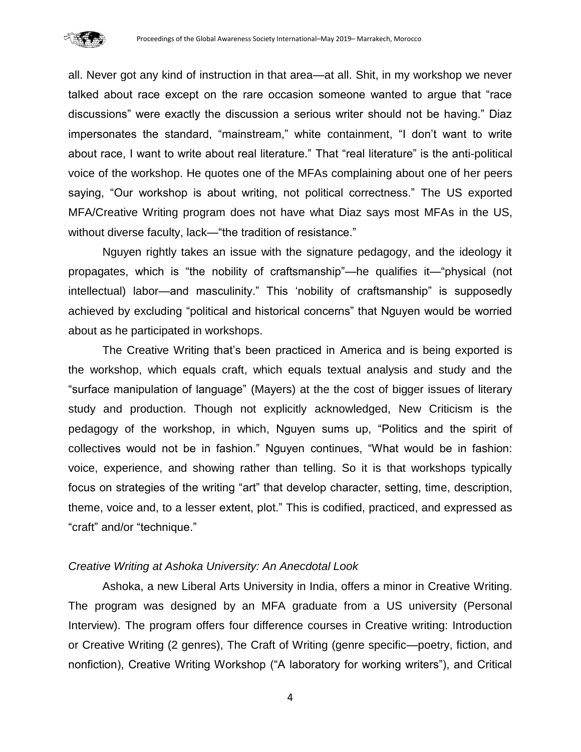all. Never got any kind of instruction in that area—at all. Shit, in my workshop we never talked about race except on the rare occasion someone wanted to argue that "race discussions" were exactly the discussion a serious writer should not be having." Diaz impersonates the standard, "mainstream," white containment, "I don't want to write about race, I want to write about real literature." That "real literature" is the anti-political voice of the workshop. He quotes one of the MFAs complaining about one of her peers saying, "Our workshop is about writing, not political correctness." The US exported MFA/Creative Writing program does not have what Diaz says most MFAs in the US, without diverse faculty, lack—"the tradition of resistance."

Nguyen rightly takes an issue with the signature pedagogy, and the ideology it propagates, which is "the nobility of craftsmanship"—he qualifies it—"physical (not intellectual) labor—and masculinity." This 'nobility of craftsmanship" is supposedly achieved by excluding "political and historical concerns" that Nguyen would be worried about as he participated in workshops.

The Creative Writing that's been practiced in America and is being exported is the workshop, which equals craft, which equals textual analysis and study and the "surface manipulation of language" (Mayers) at the the cost of bigger issues of literary study and production. Though not explicitly acknowledged, New Criticism is the pedagogy of the workshop, in which, Nguyen sums up, "Politics and the spirit of collectives would not be in fashion." Nguyen continues, "What would be in fashion: voice, experience, and showing rather than telling. So it is that workshops typically focus on strategies of the writing "art" that develop character, setting, time, description, theme, voice and, to a lesser extent, plot." This is codified, practiced, and expressed as "craft" and/or "technique."

*Creative Writing at Ashoka University: An Anecdotal Look*

Ashoka, a new Liberal Arts University in India, offers a minor in Creative Writing. The program was designed by an MFA graduate from a US university (Personal Interview). The program offers four difference courses in Creative writing: Introduction or Creative Writing (2 genres), The Craft of Writing (genre specific—poetry, fiction, and nonfiction), Creative Writing Workshop ("A laboratory for working writers"), and Critical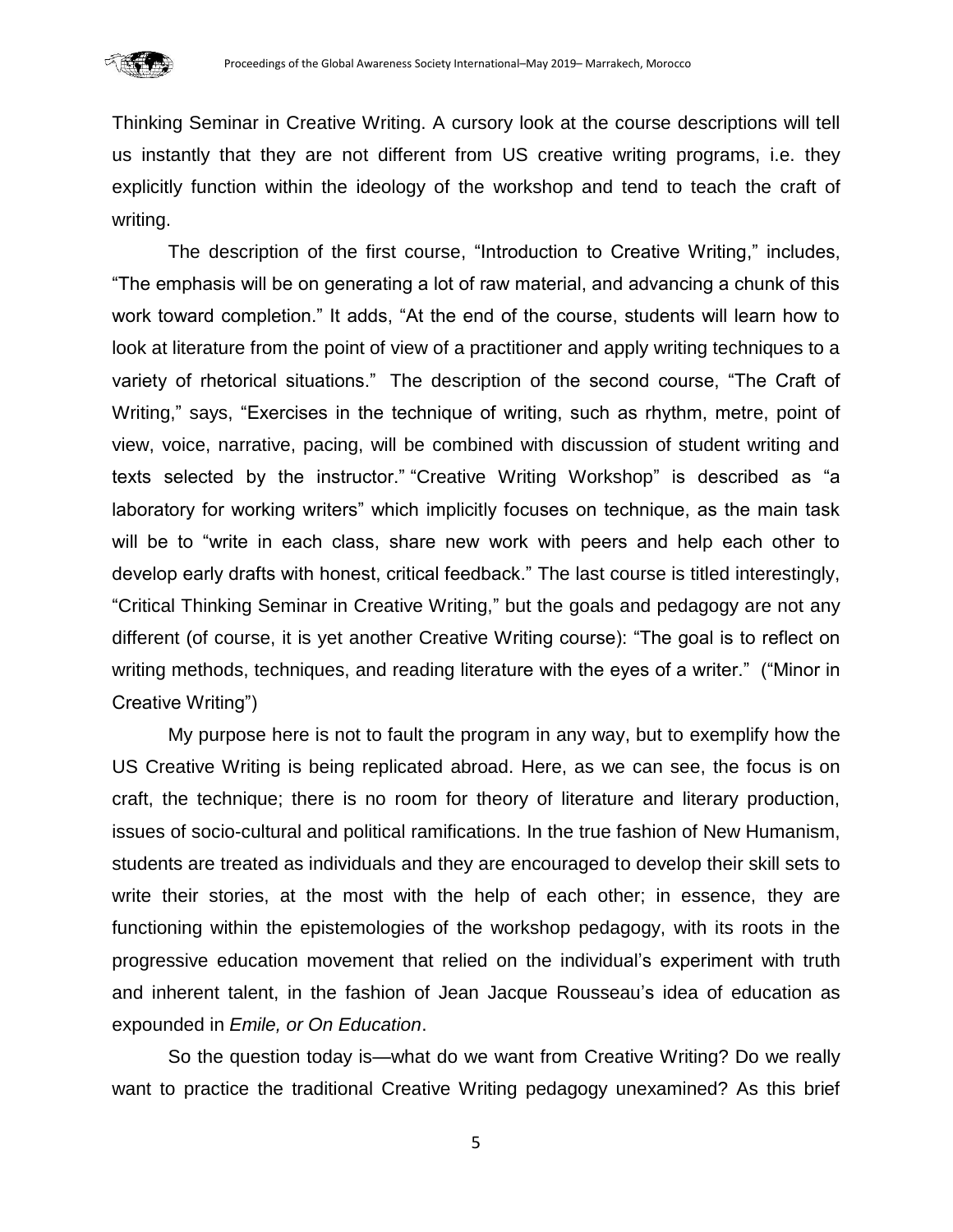Thinking Seminar in Creative Writing. A cursory look at the course descriptions will tell us instantly that they are not different from US creative writing programs, i.e. they explicitly function within the ideology of the workshop and tend to teach the craft of writing.

The description of the first course, "Introduction to Creative Writing," includes, "The emphasis will be on generating a lot of raw material, and advancing a chunk of this work toward completion." It adds, "At the end of the course, students will learn how to look at literature from the point of view of a practitioner and apply writing techniques to a variety of rhetorical situations." The description of the second course, "The Craft of Writing," says, "Exercises in the technique of writing, such as rhythm, metre, point of view, voice, narrative, pacing, will be combined with discussion of student writing and texts selected by the instructor." "Creative Writing Workshop" is described as "a laboratory for working writers" which implicitly focuses on technique, as the main task will be to "write in each class, share new work with peers and help each other to develop early drafts with honest, critical feedback." The last course is titled interestingly, "Critical Thinking Seminar in Creative Writing," but the goals and pedagogy are not any different (of course, it is yet another Creative Writing course): "The goal is to reflect on writing methods, techniques, and reading literature with the eyes of a writer." ("Minor in Creative Writing")

My purpose here is not to fault the program in any way, but to exemplify how the US Creative Writing is being replicated abroad. Here, as we can see, the focus is on craft, the technique; there is no room for theory of literature and literary production, issues of socio-cultural and political ramifications. In the true fashion of New Humanism, students are treated as individuals and they are encouraged to develop their skill sets to write their stories, at the most with the help of each other; in essence, they are functioning within the epistemologies of the workshop pedagogy, with its roots in the progressive education movement that relied on the individual's experiment with truth and inherent talent, in the fashion of Jean Jacque Rousseau's idea of education as expounded in *Emile, or On Education*.

So the question today is—what do we want from Creative Writing? Do we really want to practice the traditional Creative Writing pedagogy unexamined? As this brief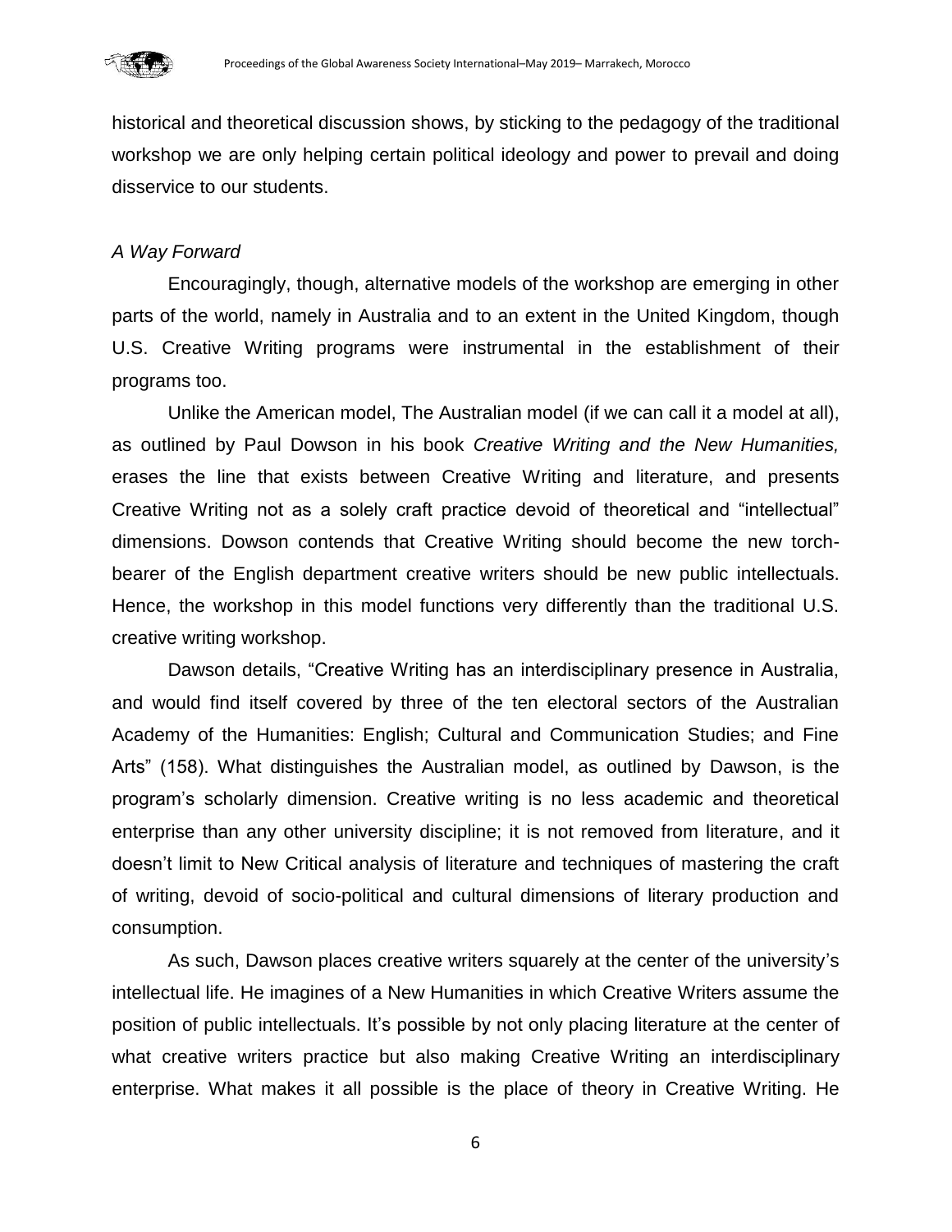historical and theoretical discussion shows, by sticking to the pedagogy of the traditional workshop we are only helping certain political ideology and power to prevail and doing disservice to our students.

*A Way Forward*

Encouragingly, though, alternative models of the workshop are emerging in other parts of the world, namely in Australia and to an extent in the United Kingdom, though U.S. Creative Writing programs were instrumental in the establishment of their programs too.

Unlike the American model, The Australian model (if we can call it a model at all), as outlined by Paul Dowson in his book *Creative Writing and the New Humanities,* erases the line that exists between Creative Writing and literature, and presents Creative Writing not as a solely craft practice devoid of theoretical and "intellectual" dimensions. Dowson contends that Creative Writing should become the new torch-bearer of the English department creative writers should be new public intellectuals. Hence, the workshop in this model functions very differently than the traditional U.S. creative writing workshop.

Dawson details, "Creative Writing has an interdisciplinary presence in Australia, and would find itself covered by three of the ten electoral sectors of the Australian Academy of the Humanities: English; Cultural and Communication Studies; and Fine Arts" (158). What distinguishes the Australian model, as outlined by Dawson, is the program's scholarly dimension. Creative writing is no less academic and theoretical enterprise than any other university discipline; it is not removed from literature, and it doesn't limit to New Critical analysis of literature and techniques of mastering the craft of writing, devoid of socio-political and cultural dimensions of literary production and consumption.

As such, Dawson places creative writers squarely at the center of the university's intellectual life. He imagines of a New Humanities in which Creative Writers assume the position of public intellectuals. It's possible by not only placing literature at the center of what creative writers practice but also making Creative Writing an interdisciplinary enterprise. What makes it all possible is the place of theory in Creative Writing. He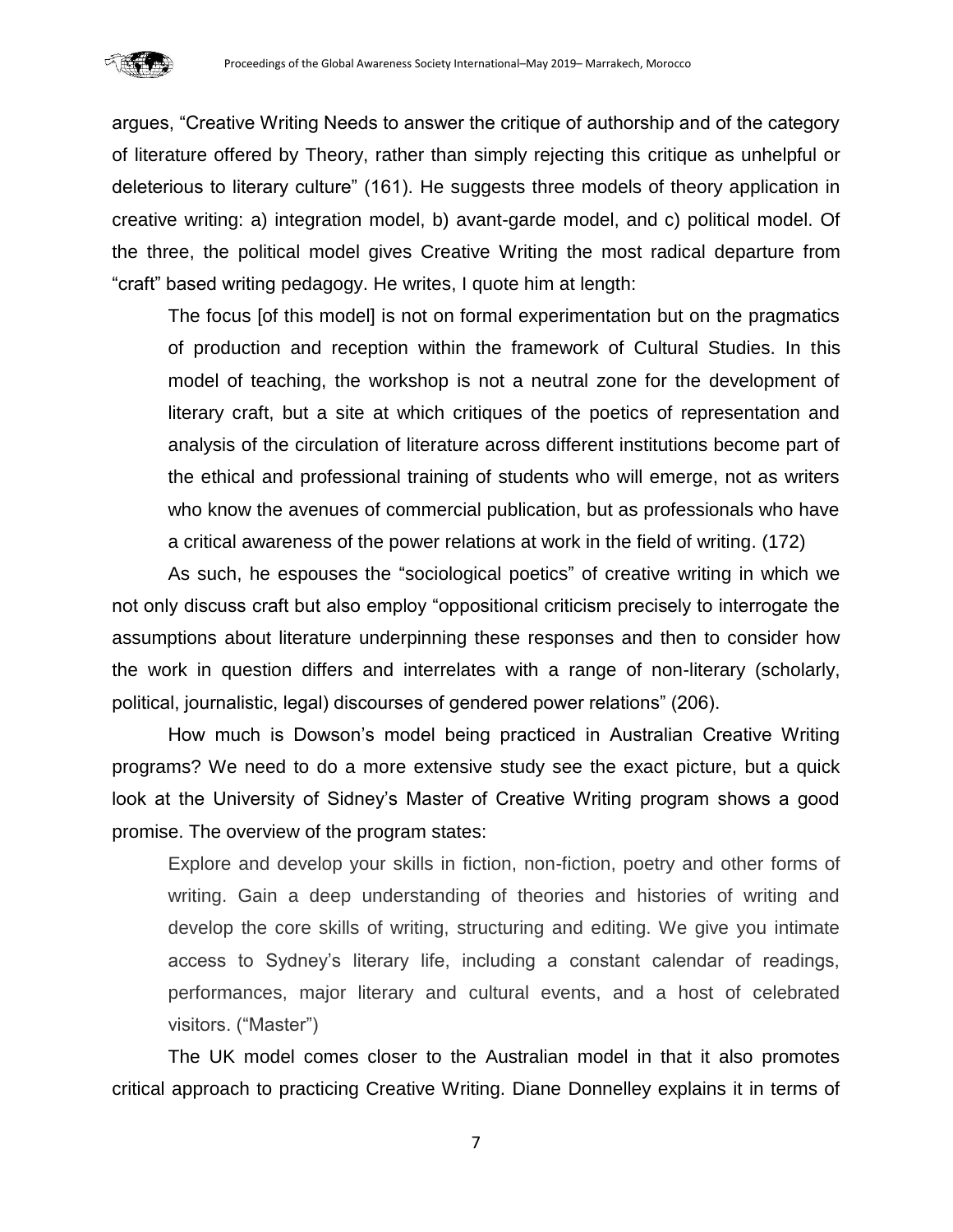argues, “Creative Writing Needs to answer the critique of authorship and of the category of literature offered by Theory, rather than simply rejecting this critique as unhelpful or deleterious to literary culture” (161). He suggests three models of theory application in creative writing: a) integration model, b) avant-garde model, and c) political model. Of the three, the political model gives Creative Writing the most radical departure from “craft” based writing pedagogy. He writes, I quote him at length:

> The focus [of this model] is not on formal experimentation but on the pragmatics of production and reception within the framework of Cultural Studies. In this model of teaching, the workshop is not a neutral zone for the development of literary craft, but a site at which critiques of the poetics of representation and analysis of the circulation of literature across different institutions become part of the ethical and professional training of students who will emerge, not as writers who know the avenues of commercial publication, but as professionals who have a critical awareness of the power relations at work in the field of writing. (172)

As such, he espouses the “sociological poetics” of creative writing in which we not only discuss craft but also employ “oppositional criticism precisely to interrogate the assumptions about literature underpinning these responses and then to consider how the work in question differs and interrelates with a range of non-literary (scholarly, political, journalistic, legal) discourses of gendered power relations” (206).

How much is Dowson’s model being practiced in Australian Creative Writing programs? We need to do a more extensive study see the exact picture, but a quick look at the University of Sidney’s Master of Creative Writing program shows a good promise. The overview of the program states:

> Explore and develop your skills in fiction, non-fiction, poetry and other forms of writing. Gain a deep understanding of theories and histories of writing and develop the core skills of writing, structuring and editing. We give you intimate access to Sydney’s literary life, including a constant calendar of readings, performances, major literary and cultural events, and a host of celebrated visitors. (“Master”)

The UK model comes closer to the Australian model in that it also promotes critical approach to practicing Creative Writing. Diane Donnelley explains it in terms of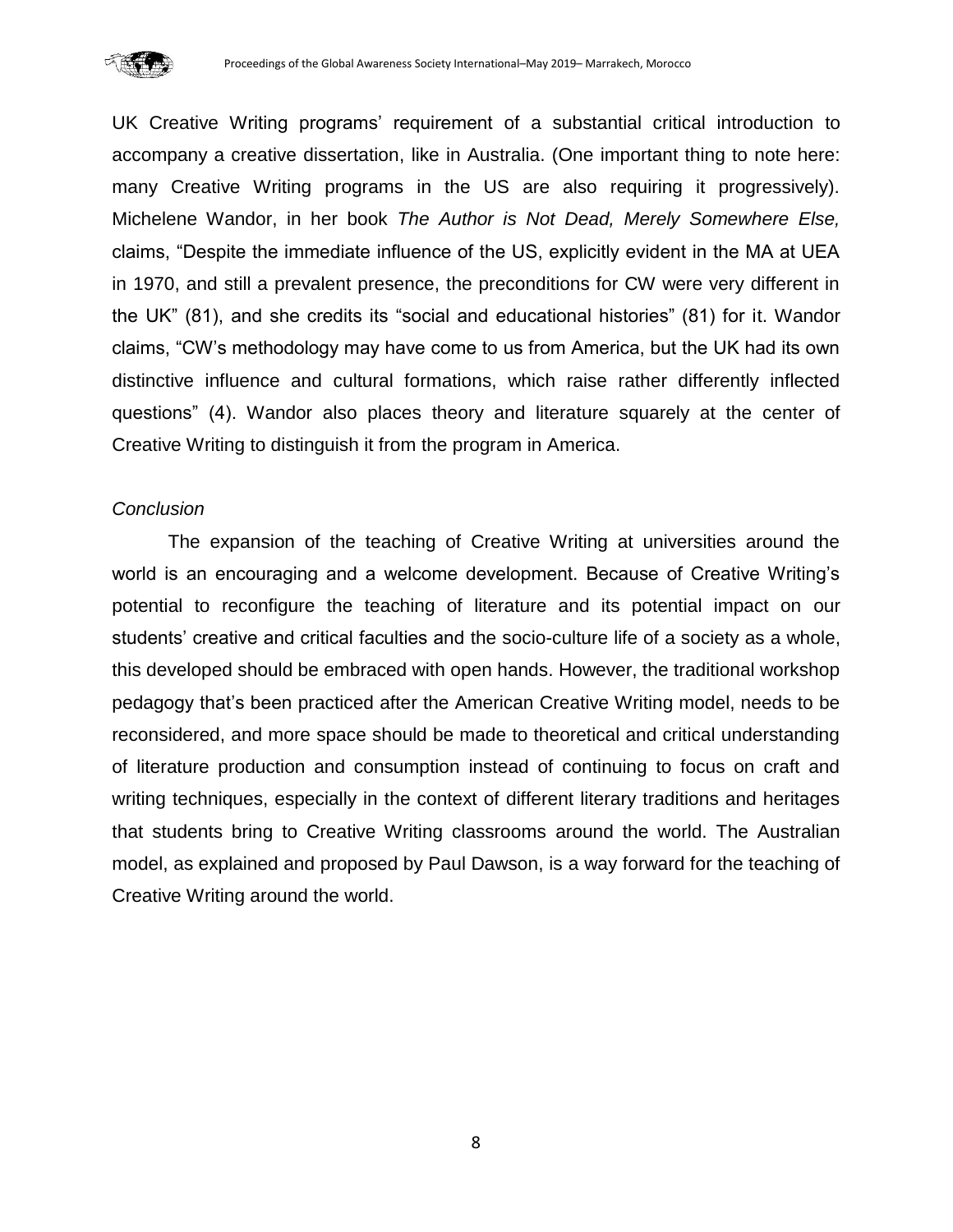UK Creative Writing programs' requirement of a substantial critical introduction to accompany a creative dissertation, like in Australia. (One important thing to note here: many Creative Writing programs in the US are also requiring it progressively). Michelene Wandor, in her book *The Author is Not Dead, Merely Somewhere Else,* claims, "Despite the immediate influence of the US, explicitly evident in the MA at UEA in 1970, and still a prevalent presence, the preconditions for CW were very different in the UK" (81), and she credits its "social and educational histories" (81) for it. Wandor claims, "CW's methodology may have come to us from America, but the UK had its own distinctive influence and cultural formations, which raise rather differently inflected questions" (4). Wandor also places theory and literature squarely at the center of Creative Writing to distinguish it from the program in America.

*Conclusion*

The expansion of the teaching of Creative Writing at universities around the world is an encouraging and a welcome development. Because of Creative Writing's potential to reconfigure the teaching of literature and its potential impact on our students' creative and critical faculties and the socio-culture life of a society as a whole, this developed should be embraced with open hands. However, the traditional workshop pedagogy that's been practiced after the American Creative Writing model, needs to be reconsidered, and more space should be made to theoretical and critical understanding of literature production and consumption instead of continuing to focus on craft and writing techniques, especially in the context of different literary traditions and heritages that students bring to Creative Writing classrooms around the world. The Australian model, as explained and proposed by Paul Dawson, is a way forward for the teaching of Creative Writing around the world.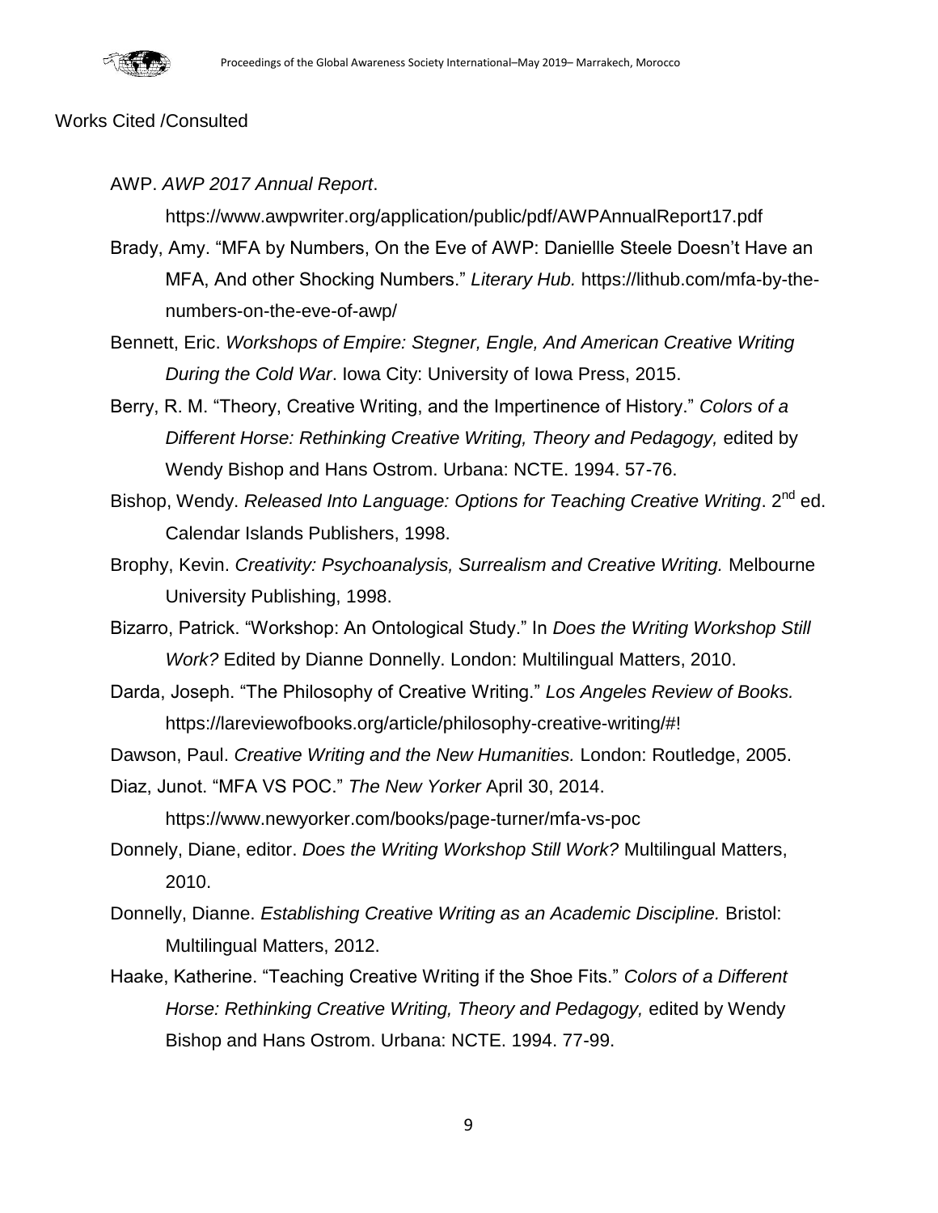Works Cited /Consulted

AWP. *AWP 2017 Annual Report*.
https://www.awpwriter.org/application/public/pdf/AWPAnnualReport17.pdf

Brady, Amy. "MFA by Numbers, On the Eve of AWP: Daniellle Steele Doesn't Have an MFA, And other Shocking Numbers." *Literary Hub.* https://lithub.com/mfa-by-the-numbers-on-the-eve-of-awp/

Bennett, Eric. *Workshops of Empire: Stegner, Engle, And American Creative Writing During the Cold War*. Iowa City: University of Iowa Press, 2015.

Berry, R. M. "Theory, Creative Writing, and the Impertinence of History." *Colors of a Different Horse: Rethinking Creative Writing, Theory and Pedagogy,* edited by Wendy Bishop and Hans Ostrom. Urbana: NCTE. 1994. 57-76.

Bishop, Wendy. *Released Into Language: Options for Teaching Creative Writing*. 2nd ed. Calendar Islands Publishers, 1998.

Brophy, Kevin. *Creativity: Psychoanalysis, Surrealism and Creative Writing.* Melbourne University Publishing, 1998.

Bizarro, Patrick. "Workshop: An Ontological Study." In *Does the Writing Workshop Still Work?* Edited by Dianne Donnelly. London: Multilingual Matters, 2010.

Darda, Joseph. "The Philosophy of Creative Writing." *Los Angeles Review of Books.* https://lareviewofbooks.org/article/philosophy-creative-writing/#!

Dawson, Paul. *Creative Writing and the New Humanities.* London: Routledge, 2005.

Diaz, Junot. "MFA VS POC." *The New Yorker* April 30, 2014.
https://www.newyorker.com/books/page-turner/mfa-vs-poc

Donnely, Diane, editor. *Does the Writing Workshop Still Work?* Multilingual Matters, 2010.

Donnelly, Dianne. *Establishing Creative Writing as an Academic Discipline.* Bristol: Multilingual Matters, 2012.

Haake, Katherine. "Teaching Creative Writing if the Shoe Fits." *Colors of a Different Horse: Rethinking Creative Writing, Theory and Pedagogy,* edited by Wendy Bishop and Hans Ostrom. Urbana: NCTE. 1994. 77-99.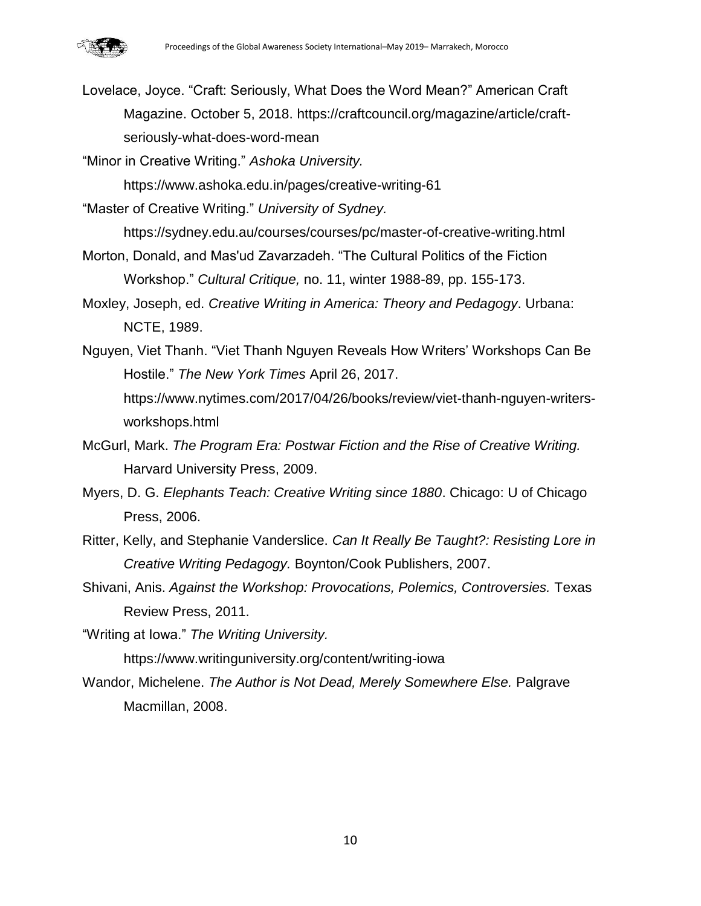Lovelace, Joyce. “Craft: Seriously, What Does the Word Mean?” American Craft Magazine. October 5, 2018. https://craftcouncil.org/magazine/article/craft-seriously-what-does-word-mean

“Minor in Creative Writing.” *Ashoka University.* https://www.ashoka.edu.in/pages/creative-writing-61

“Master of Creative Writing.” *University of Sydney.* https://sydney.edu.au/courses/courses/pc/master-of-creative-writing.html

Morton, Donald, and Mas'ud Zavarzadeh. “The Cultural Politics of the Fiction Workshop.” *Cultural Critique,* no. 11, winter 1988-89, pp. 155-173.

Moxley, Joseph, ed. *Creative Writing in America: Theory and Pedagogy*. Urbana: NCTE, 1989.

Nguyen, Viet Thanh. “Viet Thanh Nguyen Reveals How Writers’ Workshops Can Be Hostile.” *The New York Times* April 26, 2017. https://www.nytimes.com/2017/04/26/books/review/viet-thanh-nguyen-writers-workshops.html

McGurl, Mark. *The Program Era: Postwar Fiction and the Rise of Creative Writing.* Harvard University Press, 2009.

Myers, D. G. *Elephants Teach: Creative Writing since 1880*. Chicago: U of Chicago Press, 2006.

Ritter, Kelly, and Stephanie Vanderslice. *Can It Really Be Taught?: Resisting Lore in Creative Writing Pedagogy.* Boynton/Cook Publishers, 2007.

Shivani, Anis. *Against the Workshop: Provocations, Polemics, Controversies.* Texas Review Press, 2011.

“Writing at Iowa.” *The Writing University.* https://www.writinguniversity.org/content/writing-iowa

Wandor, Michelene. *The Author is Not Dead, Merely Somewhere Else.* Palgrave Macmillan, 2008.